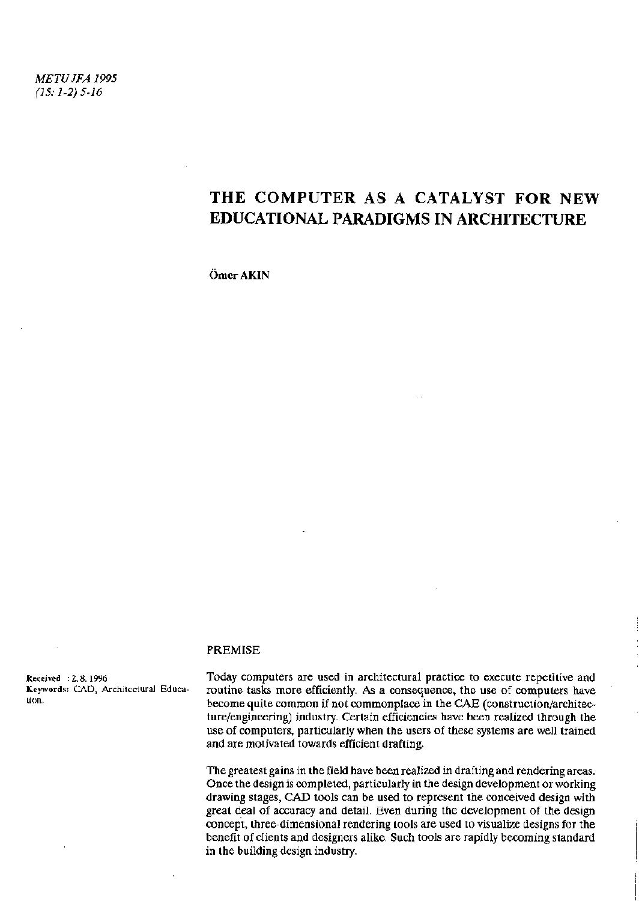# THE COMPUTER AS A CATALYST FOR NEW EDUCATIONAL PARADIGMS IN ARCHITECTURE

**Ömer AKIN**

Received : 2. 8. 1996

Keywords: CAD, Architectural Education.

## PREMISE

Today computers are used in architectural practice to execute repetitive and routine tasks more efficiently. As a consequence, the use of computers have become quite common if not commonplace in the CAE (construction/architecture/engineering) industry. Certain efficiencies have been realized through the use of computers, particularly when the users of these systems are well trained and are motivated towards efficient drafting.

The greatest gains in the field have been realized in drafting and rendering areas. Once the design is completed, particularly in the design development or working drawing stages, CAD tools can be used to represent the conceived design with great deal of accuracy and detail. Even during the development of the design concept, three-dimensional rendering tools are used to visualize designs for the benefit of clients and designers alike. Such tools are rapidly becoming standard in the building design industry.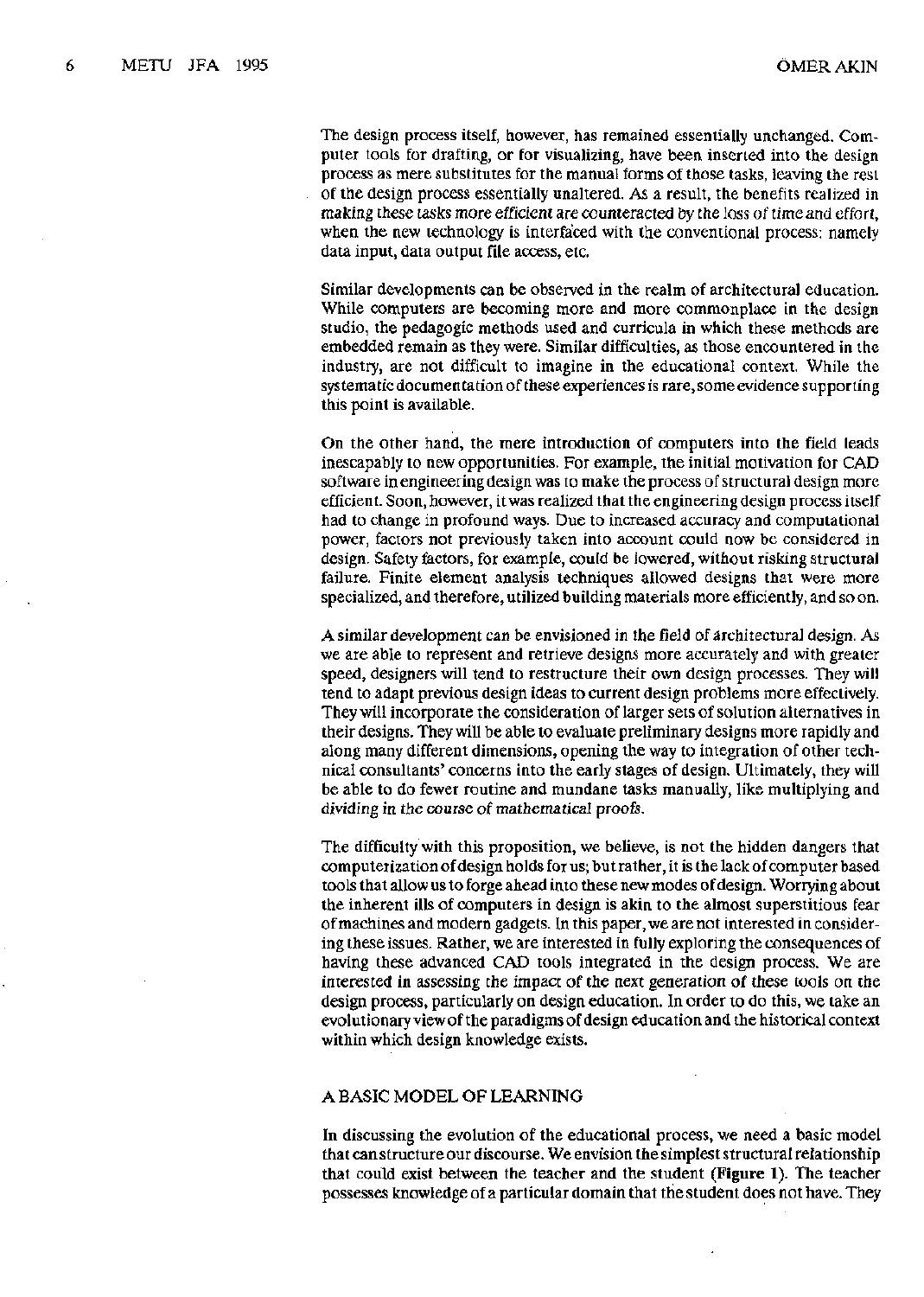The design process itself, however, has remained essentially unchanged. Computer tools for drafting, or for visualizing, have been inserted into the design process as mere substitutes for the manual forms of those tasks, leaving the rest of the design process essentially unaltered. As a result, the benefits realized in making these tasks more efficient are counteracted by the loss of time and effort, when the new technology is interfaced with the conventional process: namely data input, data output file access, etc.

Similar developments can be observed in the realm of architectural education. While computers are becoming more and more commonplace in the design studio, the pedagogic methods used and curricula in which these methods are embedded remain as they were. Similar difficulties, as those encountered in the industry, are not difficult to imagine in the educational context. While the systematic documentation of these experiences is rare, some evidence supporting this point is available.

On the other hand, the mere introduction of computers into the field leads inescapably to new opportunities. For example, the initial motivation for CAD software in engineering design was to make the process of structural design more efficient. Soon, however, it was realized that the engineering design process itself had to change in profound ways. Due to increased accuracy and computational power, factors not previously taken into account could now be considered in design. Safety factors, for example, could be lowered, without risking structural failure. Finite element analysis techniques allowed designs that were more specialized, and therefore, utilized building materials more efficiently, and so on.

A similar development can be envisioned in the field of architectural design. As we are able to represent and retrieve designs more accurately and with greater speed, designers will tend to restructure their own design processes. They will tend to adapt previous design ideas to current design problems more effectively. They will incorporate the consideration of larger sets of solution alternatives in their designs. They will be able to evaluate preliminary designs more rapidly and along many different dimensions, opening the way to integration of other technical consultants' concerns into the early stages of design. Ultimately, they will be able to do fewer routine and mundane tasks manually, like multiplying and dividing in the course of mathematical proofs.

The difficulty with this proposition, we believe, is not the hidden dangers that computerization of design holds for us; but rather, it is the lack of computer based tools that allow us to forge ahead into these new modes of design. Worrying about the inherent ills of computers in design is akin to the almost superstitious fear of machines and modern gadgets. In this paper, we are not interested in considering these issues. Rather, we are interested in fully exploring the consequences of having these advanced CAD tools integrated in the design process. We are interested in assessing the impact of the next generation of these tools on the design process, particularly on design education. In order to do this, we take an evolutionary view of the paradigms of design education and the historical context within which design knowledge exists.

## A BASIC MODEL OF LEARNING

In discussing the evolution of the educational process, we need a basic model that can structure our discourse. We envision the simplest structural relationship that could exist between the teacher and the student (**Figure 1**). The teacher possesses knowledge of a particular domain that the student does not have. They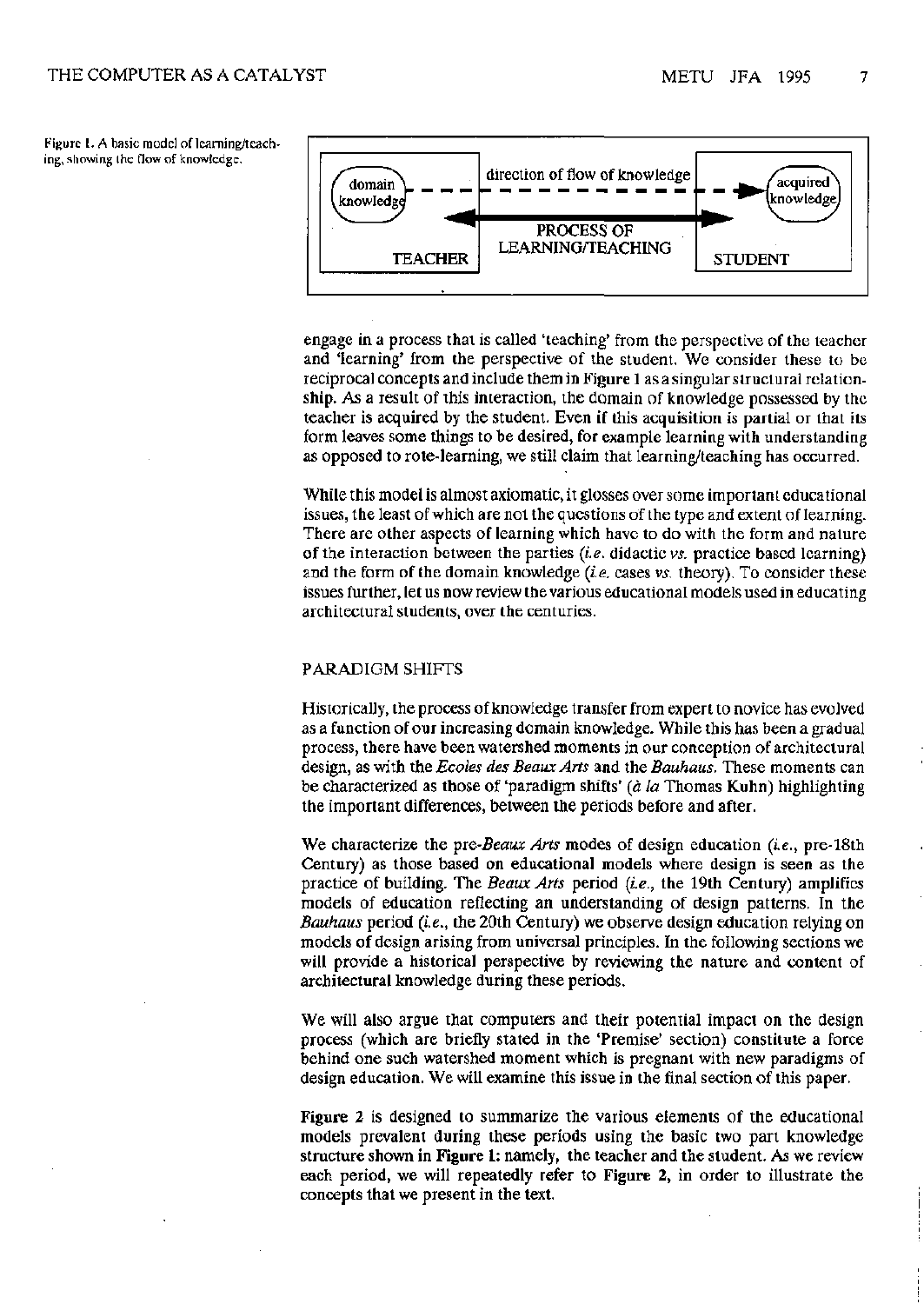Figure 1. A basic model of learning/teaching, showing the flow of knowledge.

engage in a process that is called 'teaching' from the perspective of the teacher and 'learning' from the perspective of the student. We consider these to be reciprocal concepts and include them in Figure 1 as a singular structural relationship. As a result of this interaction, the domain of knowledge possessed by the teacher is acquired by the student. Even if this acquisition is partial or that its form leaves some things to be desired, for example learning with understanding as opposed to rote-learning, we still claim that learning/teaching has occurred.

While this model is almost axiomatic, it glosses over some important educational issues, the least of which are not the questions of the type and extent of learning. There are other aspects of learning which have to do with the form and nature of the interaction between the parties (*i.e.* didactic *vs.* practice based learning) and the form of the domain knowledge (*i.e.* cases *vs.* theory). To consider these issues further, let us now review the various educational models used in educating architectural students, over the centuries.

## PARADIGM SHIFTS

Historically, the process of knowledge transfer from expert to novice has evolved as a function of our increasing domain knowledge. While this has been a gradual process, there have been watershed moments in our conception of architectural design, as with the *Ecoles des Beaux Arts* and the *Bauhaus*. These moments can be characterized as those of 'paradigm shifts' (*à la* Thomas Kuhn) highlighting the important differences, between the periods before and after.

We characterize the pre-*Beaux Arts* modes of design education (*i.e.*, pre-18th Century) as those based on educational models where design is seen as the practice of building. The *Beaux Arts* period (*i.e.*, the 19th Century) amplifies models of education reflecting an understanding of design patterns. In the *Bauhaus* period (*i.e.*, the 20th Century) we observe design education relying on models of design arising from universal principles. In the following sections we will provide a historical perspective by reviewing the nature and content of architectural knowledge during these periods.

We will also argue that computers and their potential impact on the design process (which are briefly stated in the 'Premise' section) constitute a force behind one such watershed moment which is pregnant with new paradigms of design education. We will examine this issue in the final section of this paper.

Figure 2 is designed to summarize the various elements of the educational models prevalent during these periods using the basic two part knowledge structure shown in Figure 1: namely, the teacher and the student. As we review each period, we will repeatedly refer to Figure 2, in order to illustrate the concepts that we present in the text.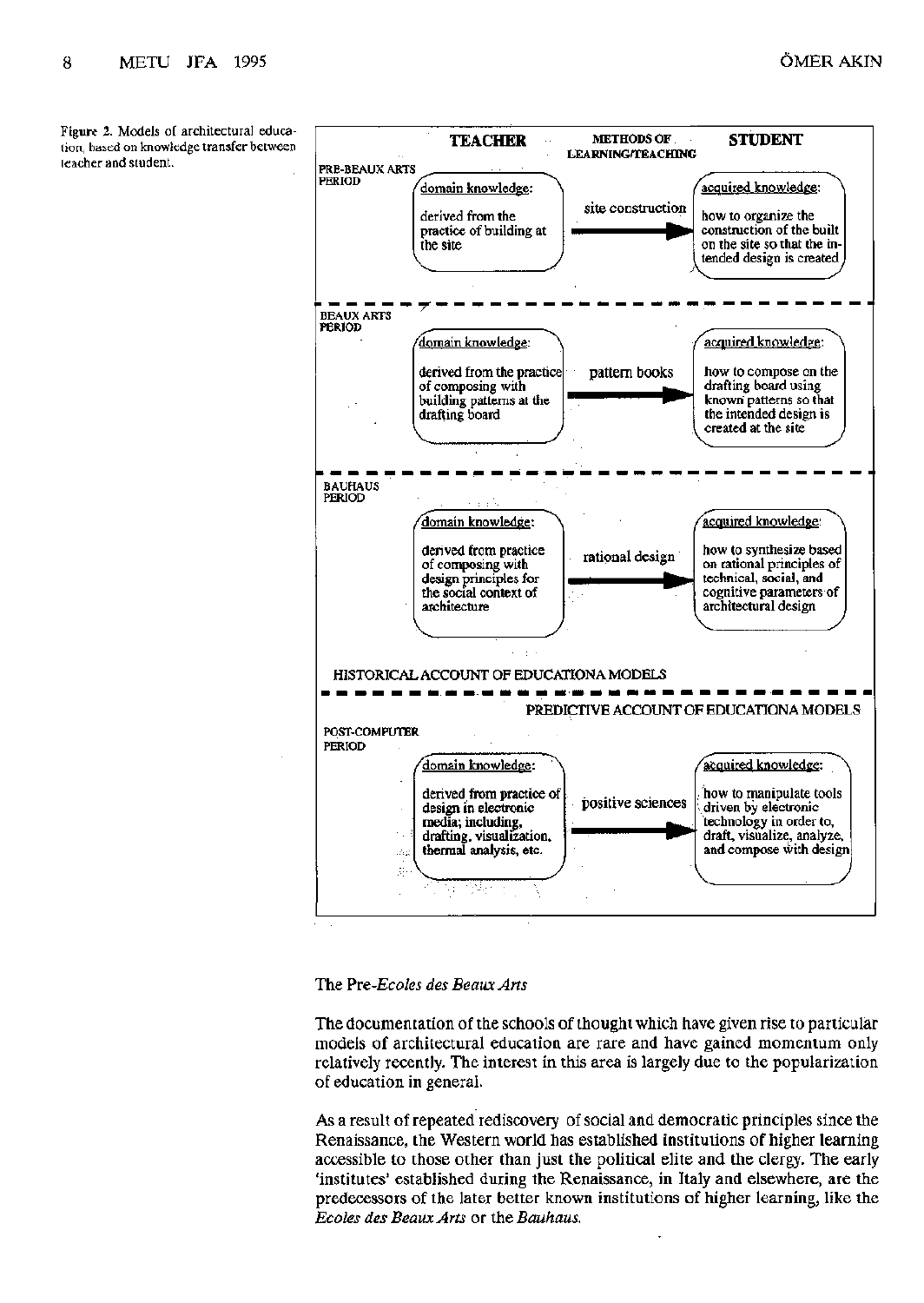Figure 2. Models of architectural education, based on knowledge transfer between teacher and student.

| | TEACHER | METHODS OF LEARNING/TEACHING | STUDENT |
|---|---|---|---|
| PRE-BEAUX ARTS PERIOD | domain knowledge: derived from the practice of building at the site | site construction | acquired knowledge: how to organize the construction of the built on the site so that the intended design is created |
| BEAUX ARTS PERIOD | domain knowledge: derived from the practice of composing with building patterns at the drafting board | pattern books | acquired knowledge: how to compose on the drafting board using known patterns so that the intended design is created at the site |
| BAUHAUS PERIOD | domain knowledge: derived from practice of composing with design principles for the social context of architecture | rational design | acquired knowledge: how to synthesize based on rational principles of technical, social, and cognitive parameters of architectural design |
| HISTORICAL ACCOUNT OF EDUCATIONA MODELS | | | |
| PREDICTIVE ACCOUNT OF EDUCATIONA MODELS | | | |
| POST-COMPUTER PERIOD | domain knowledge: derived from practice of design in electronic media; including, drafting, visualization, thermal analysis, etc. | positive sciences | acquired knowledge: how to manipulate tools driven by electronic technology in order to, draft, visualize, analyze, and compose with design |

### The Pre-*Ecoles des Beaux Arts*

The documentation of the schools of thought which have given rise to particular models of architectural education are rare and have gained momentum only relatively recently. The interest in this area is largely due to the popularization of education in general.

As a result of repeated rediscovery of social and democratic principles since the Renaissance, the Western world has established institutions of higher learning accessible to those other than just the political elite and the clergy. The early 'institutes' established during the Renaissance, in Italy and elsewhere, are the predecessors of the later better known institutions of higher learning, like the *Ecoles des Beaux Arts* or the *Bauhaus*.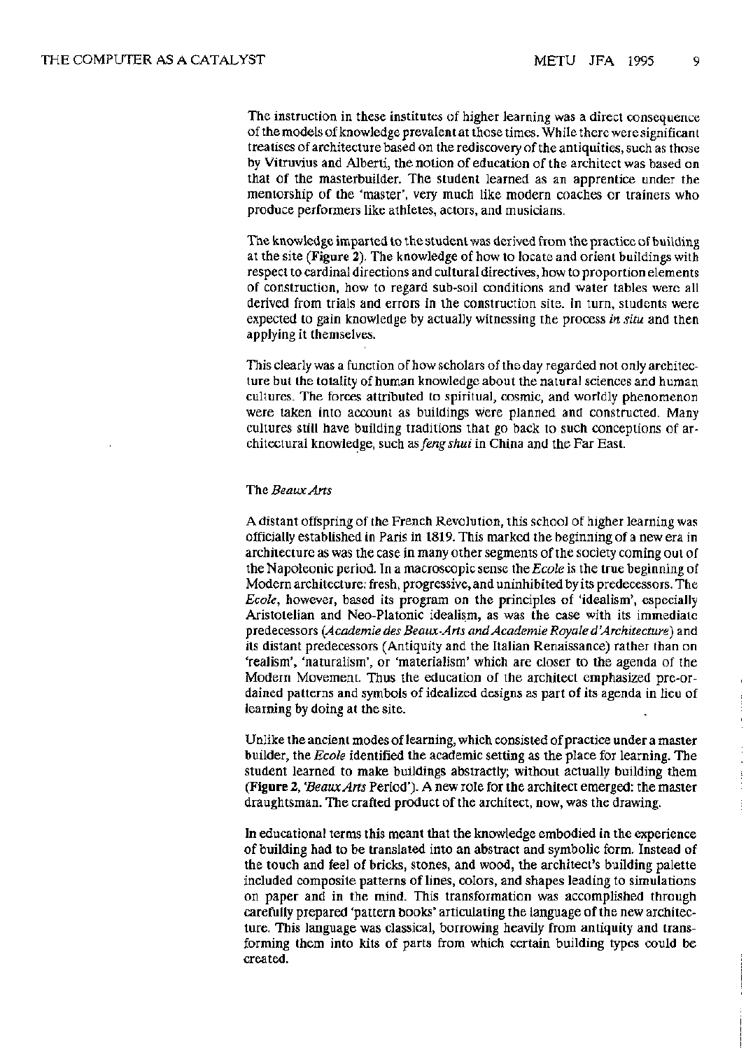The instruction in these institutes of higher learning was a direct consequence of the models of knowledge prevalent at those times. While there were significant treatises of architecture based on the rediscovery of the antiquities, such as those by Vitruvius and Alberti, the notion of education of the architect was based on that of the masterbuilder. The student learned as an apprentice under the mentorship of the 'master', very much like modern coaches or trainers who produce performers like athletes, actors, and musicians.

The knowledge imparted to the student was derived from the practice of building at the site (**Figure 2**). The knowledge of how to locate and orient buildings with respect to cardinal directions and cultural directives, how to proportion elements of construction, how to regard sub-soil conditions and water tables were all derived from trials and errors in the construction site. In turn, students were expected to gain knowledge by actually witnessing the process *in situ* and then applying it themselves.

This clearly was a function of how scholars of the day regarded not only architecture but the totality of human knowledge about the natural sciences and human cultures. The forces attributed to spiritual, cosmic, and worldly phenomenon were taken into account as buildings were planned and constructed. Many cultures still have building traditions that go back to such conceptions of architectural knowledge, such as *feng shui* in China and the Far East.

### The *Beaux Arts*

A distant offspring of the French Revolution, this school of higher learning was officially established in Paris in 1819. This marked the beginning of a new era in architecture as was the case in many other segments of the society coming out of the Napoleonic period. In a macroscopic sense the *Ecole* is the true beginning of Modern architecture: fresh, progressive, and uninhibited by its predecessors. The *Ecole*, however, based its program on the principles of 'idealism', especially Aristotelian and Neo-Platonic idealism, as was the case with its immediate predecessors (*Academie des Beaux-Arts and Academie Royale d'Architecture*) and its distant predecessors (Antiquity and the Italian Renaissance) rather than on 'realism', 'naturalism', or 'materialism' which are closer to the agenda of the Modern Movement. Thus the education of the architect emphasized pre-ordained patterns and symbols of idealized designs as part of its agenda in lieu of learning by doing at the site.

Unlike the ancient modes of learning, which consisted of practice under a master builder, the *Ecole* identified the academic setting as the place for learning. The student learned to make buildings abstractly; without actually building them (**Figure 2**, '*Beaux Arts* Period'). A new role for the architect emerged: the master draughtsman. The crafted product of the architect, now, was the drawing.

In educational terms this meant that the knowledge embodied in the experience of building had to be translated into an abstract and symbolic form. Instead of the touch and feel of bricks, stones, and wood, the architect's building palette included composite patterns of lines, colors, and shapes leading to simulations on paper and in the mind. This transformation was accomplished through carefully prepared 'pattern books' articulating the language of the new architecture. This language was classical, borrowing heavily from antiquity and transforming them into kits of parts from which certain building types could be created.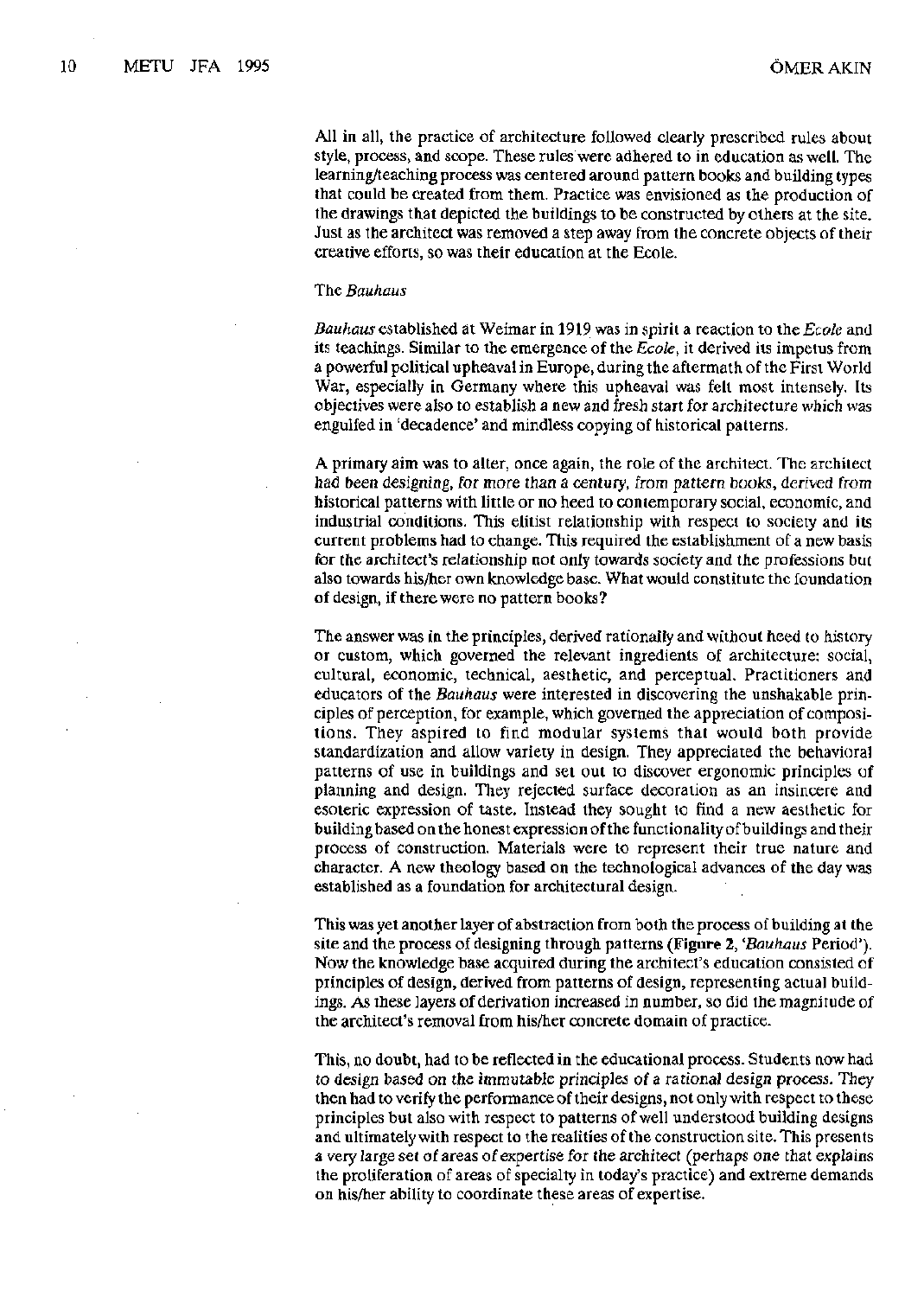All in all, the practice of architecture followed clearly prescribed rules about style, process, and scope. These rules were adhered to in education as well. The learning/teaching process was centered around pattern books and building types that could be created from them. Practice was envisioned as the production of the drawings that depicted the buildings to be constructed by others at the site. Just as the architect was removed a step away from the concrete objects of their creative efforts, so was their education at the Ecole.

### The *Bauhaus*

*Bauhaus* established at Weimar in 1919 was in spirit a reaction to the *Ecole* and its teachings. Similar to the emergence of the *Ecole*, it derived its impetus from a powerful political upheaval in Europe, during the aftermath of the First World War, especially in Germany where this upheaval was felt most intensely. Its objectives were also to establish a new and fresh start for architecture which was engulfed in 'decadence' and mindless copying of historical patterns.

A primary aim was to alter, once again, the role of the architect. The architect had been designing, for more than a century, from pattern books, derived from historical patterns with little or no heed to contemporary social, economic, and industrial conditions. This elitist relationship with respect to society and its current problems had to change. This required the establishment of a new basis for the architect's relationship not only towards society and the professions but also towards his/her own knowledge base. What would constitute the foundation of design, if there were no pattern books?

The answer was in the principles, derived rationally and without heed to history or custom, which governed the relevant ingredients of architecture: social, cultural, economic, technical, aesthetic, and perceptual. Practitioners and educators of the *Bauhaus* were interested in discovering the unshakable principles of perception, for example, which governed the appreciation of compositions. They aspired to find modular systems that would both provide standardization and allow variety in design. They appreciated the behavioral patterns of use in buildings and set out to discover ergonomic principles of planning and design. They rejected surface decoration as an insincere and esoteric expression of taste. Instead they sought to find a new aesthetic for building based on the honest expression of the functionality of buildings and their process of construction. Materials were to represent their true nature and character. A new theology based on the technological advances of the day was established as a foundation for architectural design.

This was yet another layer of abstraction from both the process of building at the site and the process of designing through patterns (**Figure 2**, '*Bauhaus* Period'). Now the knowledge base acquired during the architect's education consisted of principles of design, derived from patterns of design, representing actual buildings. As these layers of derivation increased in number, so did the magnitude of the architect's removal from his/her concrete domain of practice.

This, no doubt, had to be reflected in the educational process. Students now had to design based on the immutable principles of a rational design process. They then had to verify the performance of their designs, not only with respect to these principles but also with respect to patterns of well understood building designs and ultimately with respect to the realities of the construction site. This presents a very large set of areas of expertise for the architect (perhaps one that explains the proliferation of areas of specialty in today's practice) and extreme demands on his/her ability to coordinate these areas of expertise.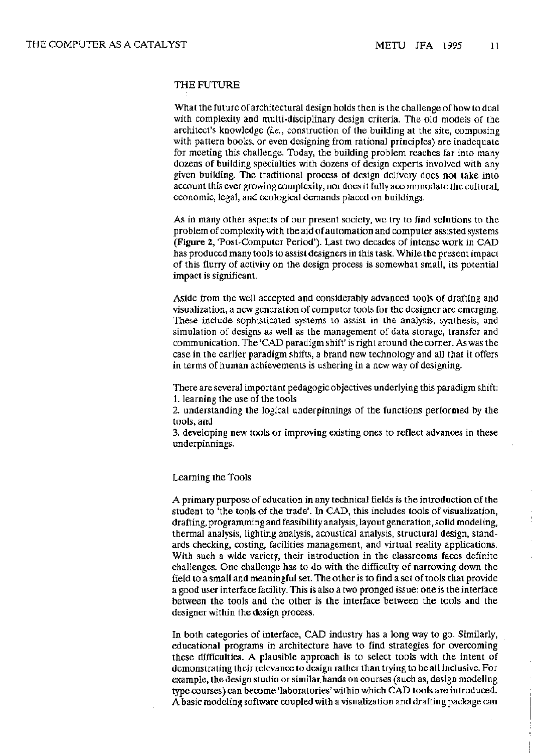## THE FUTURE

What the future of architectural design holds then is the challenge of how to deal with complexity and multi-disciplinary design criteria. The old models of the architect's knowledge (*i.e.*, construction of the building at the site, composing with pattern books, or even designing from rational principles) are inadequate for meeting this challenge. Today, the building problem reaches far into many dozens of building specialties with dozens of design experts involved with any given building. The traditional process of design delivery does not take into account this ever growing complexity, nor does it fully accommodate the cultural, economic, legal, and ecological demands placed on buildings.

As in many other aspects of our present society, we try to find solutions to the problem of complexity with the aid of automation and computer assisted systems (**Figure 2**, 'Post-Computer Period'). Last two decades of intense work in CAD has produced many tools to assist designers in this task. While the present impact of this flurry of activity on the design process is somewhat small, its potential impact is significant.

Aside from the well accepted and considerably advanced tools of drafting and visualization, a new generation of computer tools for the designer are emerging. These include sophisticated systems to assist in the analysis, synthesis, and simulation of designs as well as the management of data storage, transfer and communication. The 'CAD paradigm shift' is right around the corner. As was the case in the earlier paradigm shifts, a brand new technology and all that it offers in terms of human achievements is ushering in a new way of designing.

There are several important pedagogic objectives underlying this paradigm shift:
1. learning the use of the tools
2. understanding the logical underpinnings of the functions performed by the tools, and
3. developing new tools or improving existing ones to reflect advances in these underpinnings.

### Learning the Tools

A primary purpose of education in any technical fields is the introduction of the student to 'the tools of the trade'. In CAD, this includes tools of visualization, drafting, programming and feasibility analysis, layout generation, solid modeling, thermal analysis, lighting analysis, acoustical analysis, structural design, standards checking, costing, facilities management, and virtual reality applications. With such a wide variety, their introduction in the classrooms faces definite challenges. One challenge has to do with the difficulty of narrowing down the field to a small and meaningful set. The other is to find a set of tools that provide a good user interface facility. This is also a two pronged issue: one is the interface between the tools and the other is the interface between the tools and the designer within the design process.

In both categories of interface, CAD industry has a long way to go. Similarly, educational programs in architecture have to find strategies for overcoming these difficulties. A plausible approach is to select tools with the intent of demonstrating their relevance to design rather than trying to be all inclusive. For example, the design studio or similar hands on courses (such as, design modeling type courses) can become 'laboratories' within which CAD tools are introduced. A basic modeling software coupled with a visualization and drafting package can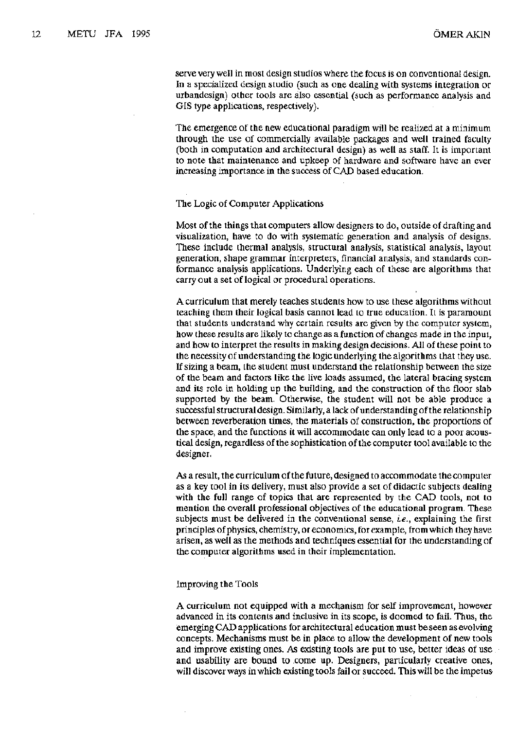serve very well in most design studios where the focus is on conventional design. In a specialized design studio (such as one dealing with systems integration or urbandesign) other tools are also essential (such as performance analysis and GIS type applications, respectively).

The emergence of the new educational paradigm will be realized at a minimum through the use of commercially available packages and well trained faculty (both in computation and architectural design) as well as staff. It is important to note that maintenance and upkeep of hardware and software have an ever increasing importance in the success of CAD based education.

## The Logic of Computer Applications

Most of the things that computers allow designers to do, outside of drafting and visualization, have to do with systematic generation and analysis of designs. These include thermal analysis, structural analysis, statistical analysis, layout generation, shape grammar interpreters, financial analysis, and standards conformance analysis applications. Underlying each of these are algorithms that carry out a set of logical or procedural operations.

A curriculum that merely teaches students how to use these algorithms without teaching them their logical basis cannot lead to true education. It is paramount that students understand why certain results are given by the computer system, how these results are likely to change as a function of changes made in the input, and how to interpret the results in making design decisions. All of these point to the necessity of understanding the logic underlying the algorithms that they use. If sizing a beam, the student must understand the relationship between the size of the beam and factors like the live loads assumed, the lateral bracing system and its role in holding up the building, and the construction of the floor slab supported by the beam. Otherwise, the student will not be able produce a successful structural design. Similarly, a lack of understanding of the relationship between reverberation times, the materials of construction, the proportions of the space, and the functions it will accommodate can only lead to a poor acoustical design, regardless of the sophistication of the computer tool available to the designer.

As a result, the curriculum of the future, designed to accommodate the computer as a key tool in its delivery, must also provide a set of didactic subjects dealing with the full range of topics that are represented by the CAD tools, not to mention the overall professional objectives of the educational program. These subjects must be delivered in the conventional sense, *i.e.*, explaining the first principles of physics, chemistry, or economics, for example, from which they have arisen, as well as the methods and techniques essential for the understanding of the computer algorithms used in their implementation.

## Improving the Tools

A curriculum not equipped with a mechanism for self improvement, however advanced in its contents and inclusive in its scope, is doomed to fail. Thus, the emerging CAD applications for architectural education must be seen as evolving concepts. Mechanisms must be in place to allow the development of new tools and improve existing ones. As existing tools are put to use, better ideas of use and usability are bound to come up. Designers, particularly creative ones, will discover ways in which existing tools fail or succeed. This will be the impetus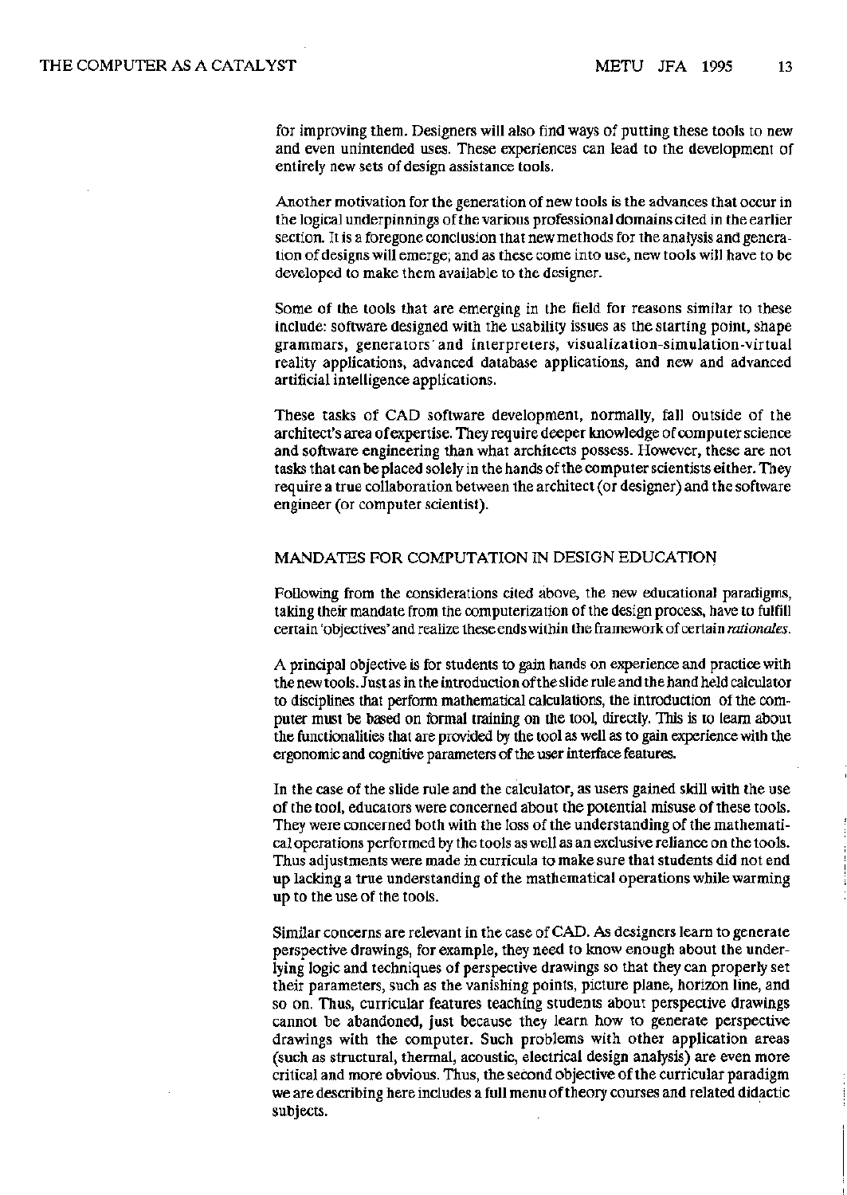for improving them. Designers will also find ways of putting these tools to new and even unintended uses. These experiences can lead to the development of entirely new sets of design assistance tools.

Another motivation for the generation of new tools is the advances that occur in the logical underpinnings of the various professional domains cited in the earlier section. It is a foregone conclusion that new methods for the analysis and generation of designs will emerge; and as these come into use, new tools will have to be developed to make them available to the designer.

Some of the tools that are emerging in the field for reasons similar to these include: software designed with the usability issues as the starting point, shape grammars, generators and interpreters, visualization-simulation-virtual reality applications, advanced database applications, and new and advanced artificial intelligence applications.

These tasks of CAD software development, normally, fall outside of the architect's area of expertise. They require deeper knowledge of computer science and software engineering than what architects possess. However, these are not tasks that can be placed solely in the hands of the computer scientists either. They require a true collaboration between the architect (or designer) and the software engineer (or computer scientist).

## MANDATES FOR COMPUTATION IN DESIGN EDUCATION

Following from the considerations cited above, the new educational paradigms, taking their mandate from the computerization of the design process, have to fulfill certain 'objectives' and realize these ends within the framework of certain *rationales*.

A principal objective is for students to gain hands on experience and practice with the new tools. Just as in the introduction of the slide rule and the hand held calculator to disciplines that perform mathematical calculations, the introduction of the computer must be based on formal training on the tool, directly. This is to learn about the functionalities that are provided by the tool as well as to gain experience with the ergonomic and cognitive parameters of the user interface features.

In the case of the slide rule and the calculator, as users gained skill with the use of the tool, educators were concerned about the potential misuse of these tools. They were concerned both with the loss of the understanding of the mathematical operations performed by the tools as well as an exclusive reliance on the tools. Thus adjustments were made in curricula to make sure that students did not end up lacking a true understanding of the mathematical operations while warming up to the use of the tools.

Similar concerns are relevant in the case of CAD. As designers learn to generate perspective drawings, for example, they need to know enough about the underlying logic and techniques of perspective drawings so that they can properly set their parameters, such as the vanishing points, picture plane, horizon line, and so on. Thus, curricular features teaching students about perspective drawings cannot be abandoned, just because they learn how to generate perspective drawings with the computer. Such problems with other application areas (such as structural, thermal, acoustic, electrical design analysis) are even more critical and more obvious. Thus, the second objective of the curricular paradigm we are describing here includes a full menu of theory courses and related didactic subjects.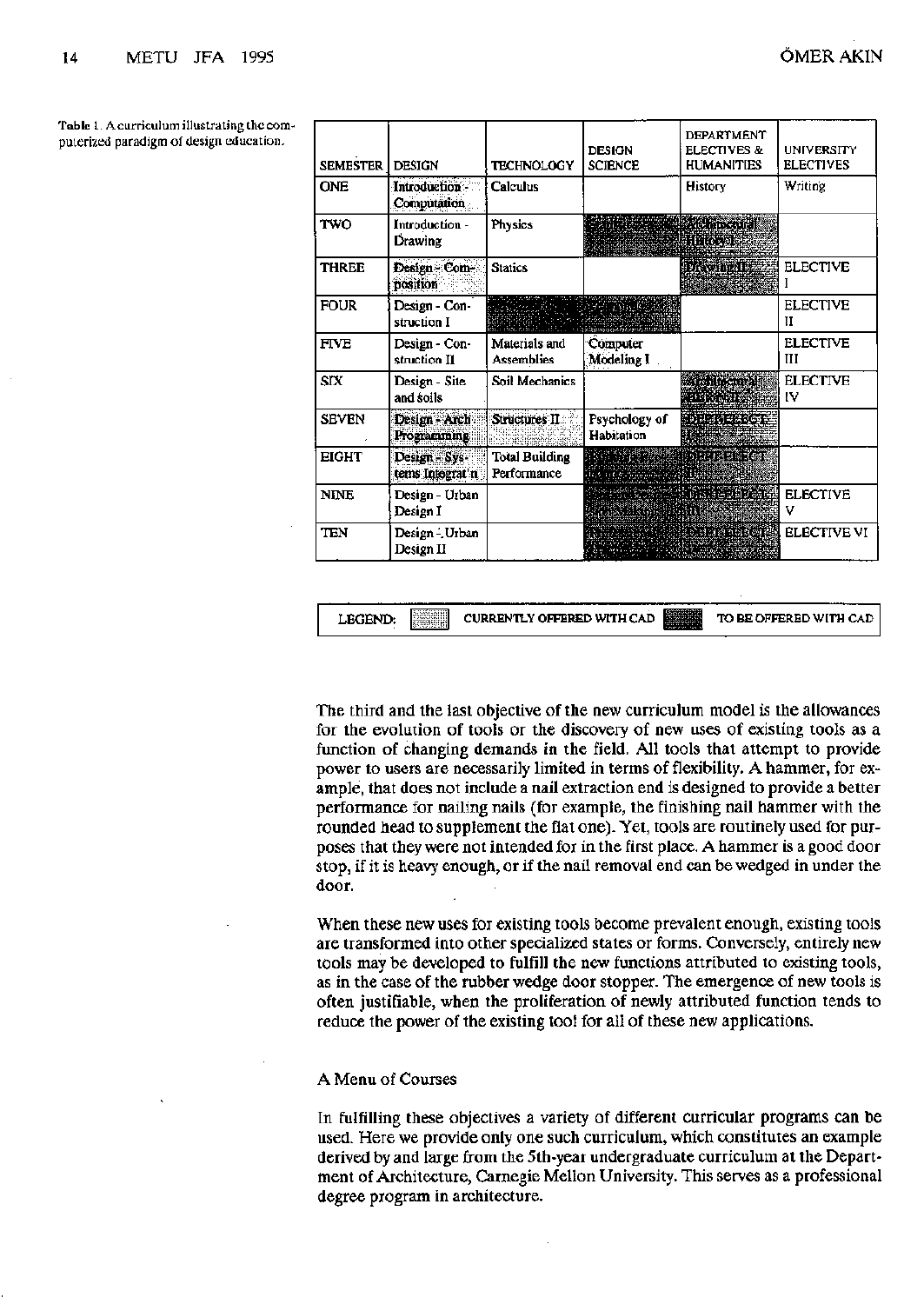Table 1. A curriculum illustrating the computerized paradigm of design education.

| SEMESTER | DESIGN | TECHNOLOGY | DESIGN SCIENCE | DEPARTMENT ELECTIVES & HUMANITIES | UNIVERSITY ELECTIVES |
|---|---|---|---|---|---|
| ONE | Introduction - Computation | Calculus | | History | Writing |
| TWO | Introduction - Drawing | Physics | | Architectural History | |
| THREE | Design - Composition | Statics | | Drawing II | ELECTIVE I |
| FOUR | Design - Construction I | | | | ELECTIVE II |
| FIVE | Design - Construction II | Materials and Assemblies | Computer Modeling I | | ELECTIVE III |
| SIX | Design - Site and Soils | Soil Mechanics | | Architectural | ELECTIVE IV |
| SEVEN | Design - Arch Programming | Structures II | Psychology of Habitation | DEPT ELECT | |
| EIGHT | Design - Systems Integrat'n | Total Building Performance | | DEPT ELECT II | |
| NINE | Design - Urban Design I | | | DEPT ELECT III | ELECTIVE V |
| TEN | Design - Urban Design II | | | DEPT ELECT | ELECTIVE VI |

LEGEND: [light shading] CURRENTLY OFFERED WITH CAD [dark shading] TO BE OFFERED WITH CAD

The third and the last objective of the new curriculum model is the allowances for the evolution of tools or the discovery of new uses of existing tools as a function of changing demands in the field. All tools that attempt to provide power to users are necessarily limited in terms of flexibility. A hammer, for example, that does not include a nail extraction end is designed to provide a better performance for nailing nails (for example, the finishing nail hammer with the rounded head to supplement the flat one). Yet, tools are routinely used for purposes that they were not intended for in the first place. A hammer is a good door stop, if it is heavy enough, or if the nail removal end can be wedged in under the door.

When these new uses for existing tools become prevalent enough, existing tools are transformed into other specialized states or forms. Conversely, entirely new tools may be developed to fulfill the new functions attributed to existing tools, as in the case of the rubber wedge door stopper. The emergence of new tools is often justifiable, when the proliferation of newly attributed function tends to reduce the power of the existing tool for all of these new applications.

## A Menu of Courses

In fulfilling these objectives a variety of different curricular programs can be used. Here we provide only one such curriculum, which constitutes an example derived by and large from the 5th-year undergraduate curriculum at the Department of Architecture, Carnegie Mellon University. This serves as a professional degree program in architecture.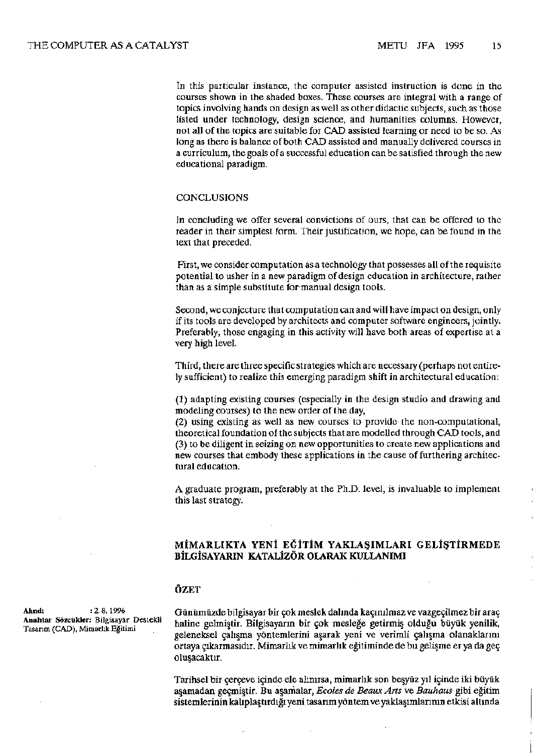In this particular instance, the computer assisted instruction is done in the courses shown in the shaded boxes. These courses are integral with a range of topics involving hands on design as well as other didactic subjects, such as those listed under technology, design science, and humanities columns. However, not all of the topics are suitable for CAD assisted learning or need to be so. As long as there is balance of both CAD assisted and manually delivered courses in a curriculum, the goals of a successful education can be satisfied through the new educational paradigm.

## CONCLUSIONS

In concluding we offer several convictions of ours, that can be offered to the reader in their simplest form. Their justification, we hope, can be found in the text that preceded.

First, we consider computation as a technology that possesses all of the requisite potential to usher in a new paradigm of design education in architecture, rather than as a simple substitute for manual design tools.

Second, we conjecture that computation can and will have impact on design, only if its tools are developed by architects and computer software engineers, jointly. Preferably, those engaging in this activity will have both areas of expertise at a very high level.

Third, there are three specific strategies which are necessary (perhaps not entirely sufficient) to realize this emerging paradigm shift in architectural education:

(1) adapting existing courses (especially in the design studio and drawing and modeling courses) to the new order of the day,
(2) using existing as well as new courses to provide the non-computational, theoretical foundation of the subjects that are modelled through CAD tools, and
(3) to be diligent in seizing on new opportunities to create new applications and new courses that embody these applications in the cause of furthering architectural education.

A graduate program, preferably at the Ph.D. level, is invaluable to implement this last strategy.

## MİMARLIKTA YENİ EĞİTİM YAKLAŞIMLARI GELİŞTİRMEDE BİLGİSAYARIN KATALİZÖR OLARAK KULLANIMI

### ÖZET

**Alındı** : 2. 8. 1996
**Anahtar Sözcükler:** Bilgisayar Destekli Tasarım (CAD), Mimarlık Eğitimi

Günümüzde bilgisayar bir çok meslek dalında kaçınılmaz ve vazgeçilmez bir araç haline gelmiştir. Bilgisayarın bir çok mesleğe getirmiş olduğu büyük yenilik, geleneksel çalışma yöntemlerini aşarak yeni ve verimli çalışma olanaklarını ortaya çıkarmasıdır. Mimarlık ve mimarlık eğitiminde de bu gelişme er ya da geç oluşacaktır.

Tarihsel bir çerçeve içinde ele alınırsa, mimarlık son beşyüz yıl içinde iki büyük aşamadan geçmiştir. Bu aşamalar, *Ecoles de Beaux Arts* ve *Bauhaus* gibi eğitim sistemlerinin kalıplaştırdığı yeni tasarım yöntem ve yaklaşımlarının etkisi altında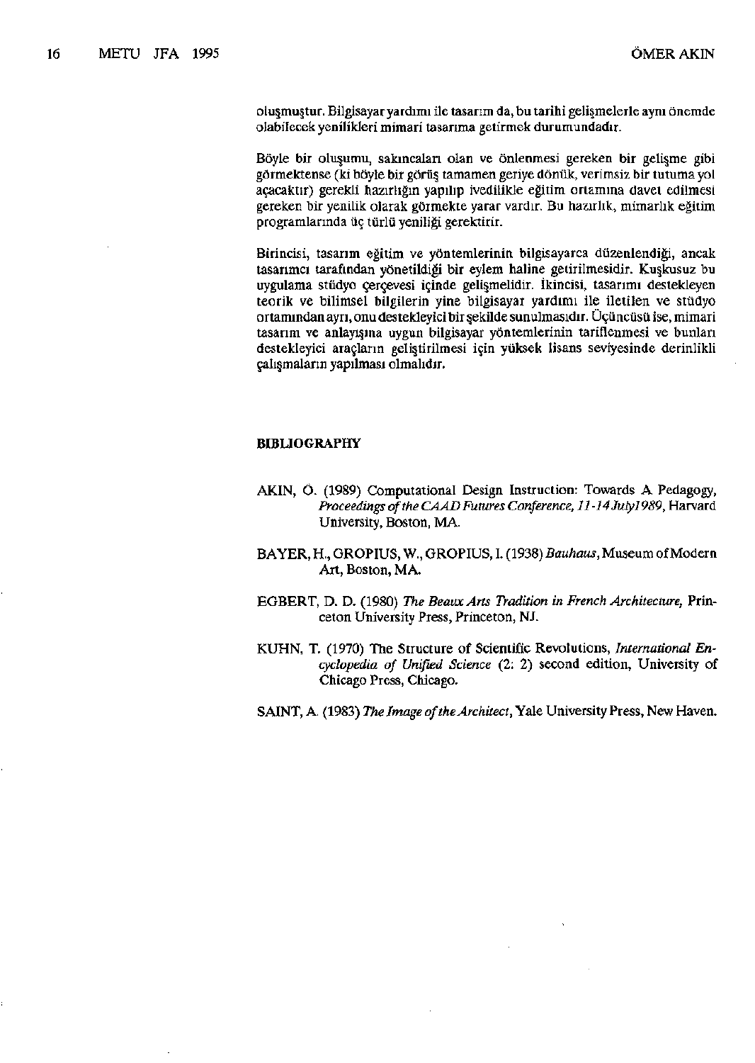oluşmuştur. Bilgisayar yardımı ile tasarım da, bu tarihi gelişmelerle aynı önemde olabilecek yenilikleri mimari tasarıma getirmek durumundadır.

Böyle bir oluşumu, sakıncaları olan ve önlenmesi gereken bir gelişme gibi görmektense (ki böyle bir görüş tamamen geriye dönük, verimsiz bir tutuma yol açacaktır) gerekli hazırlığın yapılıp ivedilikle eğitim ortamına davet edilmesi gereken bir yenilik olarak görmekte yarar vardır. Bu hazırlık, mimarlık eğitim programlarında üç türlü yeniliği gerektirir.

Birincisi, tasarım eğitim ve yöntemlerinin bilgisayarca düzenlendiği, ancak tasarımcı tarafından yönetildiği bir eylem haline getirilmesidir. Kuşkusuz bu uygulama stüdyo çerçevesi içinde gelişmelidir. İkincisi, tasarımı destekleyen teorik ve bilimsel bilgilerin yine bilgisayar yardımı ile iletilen ve stüdyo ortamından ayrı, onu destekleyici bir şekilde sunulmasıdır. Üçüncüsü ise, mimari tasarım ve anlayışına uygun bilgisayar yöntemlerinin tariflenmesi ve bunları destekleyici araçların geliştirilmesi için yüksek lisans seviyesinde derinlikli çalışmaların yapılması olmalıdır.

## BIBLIOGRAPHY

AKIN, Ö. (1989) Computational Design Instruction: Towards A Pedagogy, *Proceedings of the CAAD Futures Conference, 11-14 July1989*, Harvard University, Boston, MA.

BAYER, H., GROPIUS, W., GROPIUS, I. (1938) *Bauhaus*, Museum of Modern Art, Boston, MA.

EGBERT, D. D. (1980) *The Beaux Arts Tradition in French Architecture*, Princeton University Press, Princeton, NJ.

KUHN, T. (1970) The Structure of Scientific Revolutions, *International Encyclopedia of Unified Science* (2: 2) second edition, University of Chicago Press, Chicago.

SAINT, A. (1983) *The Image of the Architect*, Yale University Press, New Haven.